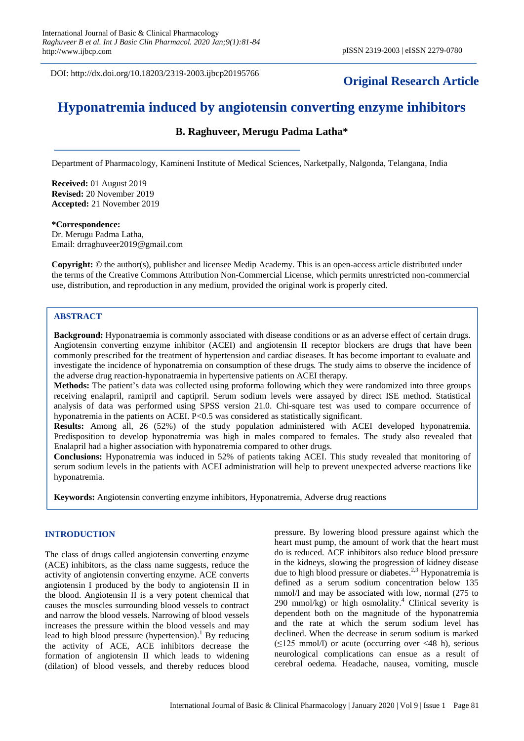DOI: http://dx.doi.org/10.18203/2319-2003.ijbcp20195766

**Original Research Article**

# Hyponatremia induced by angiotensin converting enzyme inhibitors

**B. Raghuveer, Merugu Padma Latha***

Department of Pharmacology, Kamineni Institute of Medical Sciences, Narketpally, Nalgonda, Telangana, India

**Received:** 01 August 2019
**Revised:** 20 November 2019
**Accepted:** 21 November 2019

***Correspondence:**
Dr. Merugu Padma Latha,
Email: drraghuveer2019@gmail.com

**Copyright:** © the author(s), publisher and licensee Medip Academy. This is an open-access article distributed under the terms of the Creative Commons Attribution Non-Commercial License, which permits unrestricted non-commercial use, distribution, and reproduction in any medium, provided the original work is properly cited.

## ABSTRACT

**Background:** Hyponatraemia is commonly associated with disease conditions or as an adverse effect of certain drugs. Angiotensin converting enzyme inhibitor (ACEI) and angiotensin II receptor blockers are drugs that have been commonly prescribed for the treatment of hypertension and cardiac diseases. It has become important to evaluate and investigate the incidence of hyponatremia on consumption of these drugs. The study aims to observe the incidence of the adverse drug reaction-hyponatraemia in hypertensive patients on ACEI therapy.

**Methods:** The patient's data was collected using proforma following which they were randomized into three groups receiving enalapril, ramipril and captipril. Serum sodium levels were assayed by direct ISE method. Statistical analysis of data was performed using SPSS version 21.0. Chi-square test was used to compare occurrence of hyponatremia in the patients on ACEI. P<0.5 was considered as statistically significant.

**Results:** Among all, 26 (52%) of the study population administered with ACEI developed hyponatremia. Predisposition to develop hyponatremia was high in males compared to females. The study also revealed that Enalapril had a higher association with hyponatremia compared to other drugs.

**Conclusions:** Hyponatremia was induced in 52% of patients taking ACEI. This study revealed that monitoring of serum sodium levels in the patients with ACEI administration will help to prevent unexpected adverse reactions like hyponatremia.

**Keywords:** Angiotensin converting enzyme inhibitors, Hyponatremia, Adverse drug reactions

## INTRODUCTION

The class of drugs called angiotensin converting enzyme (ACE) inhibitors, as the class name suggests, reduce the activity of angiotensin converting enzyme. ACE converts angiotensin I produced by the body to angiotensin II in the blood. Angiotensin II is a very potent chemical that causes the muscles surrounding blood vessels to contract and narrow the blood vessels. Narrowing of blood vessels increases the pressure within the blood vessels and may lead to high blood pressure (hypertension).[1] By reducing the activity of ACE, ACE inhibitors decrease the formation of angiotensin II which leads to widening (dilation) of blood vessels, and thereby reduces blood pressure. By lowering blood pressure against which the heart must pump, the amount of work that the heart must do is reduced. ACE inhibitors also reduce blood pressure in the kidneys, slowing the progression of kidney disease due to high blood pressure or diabetes.[2,3] Hyponatremia is defined as a serum sodium concentration below 135 mmol/l and may be associated with low, normal (275 to 290 mmol/kg) or high osmolality.[4] Clinical severity is dependent both on the magnitude of the hyponatremia and the rate at which the serum sodium level has declined. When the decrease in serum sodium is marked (≤125 mmol/l) or acute (occurring over <48 h), serious neurological complications can ensue as a result of cerebral oedema. Headache, nausea, vomiting, muscle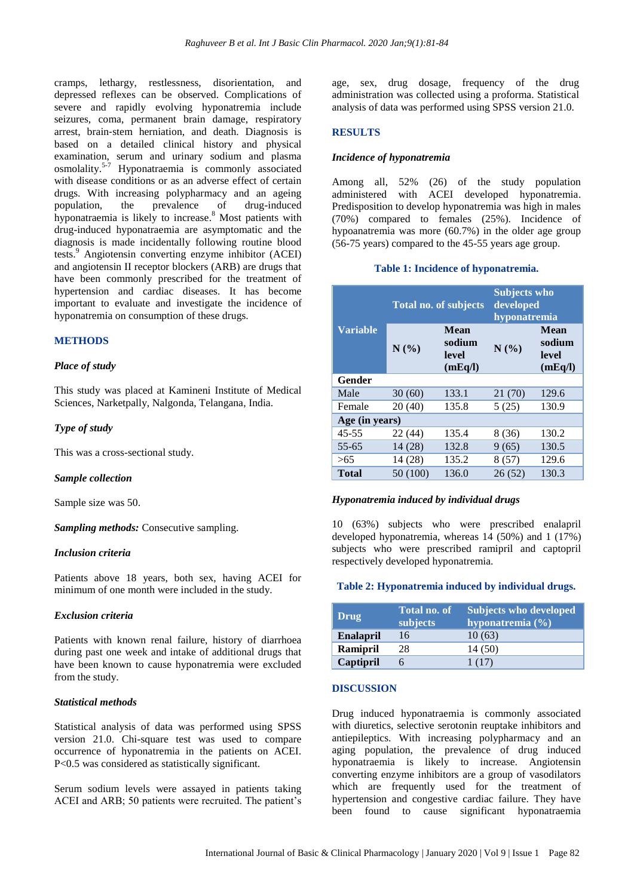cramps, lethargy, restlessness, disorientation, and depressed reflexes can be observed. Complications of severe and rapidly evolving hyponatremia include seizures, coma, permanent brain damage, respiratory arrest, brain-stem herniation, and death. Diagnosis is based on a detailed clinical history and physical examination, serum and urinary sodium and plasma osmolality.[5-7] Hyponatraemia is commonly associated with disease conditions or as an adverse effect of certain drugs. With increasing polypharmacy and an ageing population, the prevalence of drug-induced hyponatraemia is likely to increase.[8] Most patients with drug-induced hyponatraemia are asymptomatic and the diagnosis is made incidentally following routine blood tests.[9] Angiotensin converting enzyme inhibitor (ACEI) and angiotensin II receptor blockers (ARB) are drugs that have been commonly prescribed for the treatment of hypertension and cardiac diseases. It has become important to evaluate and investigate the incidence of hyponatremia on consumption of these drugs.

## METHODS

### *Place of study*

This study was placed at Kamineni Institute of Medical Sciences, Narketpally, Nalgonda, Telangana, India.

### *Type of study*

This was a cross-sectional study.

### *Sample collection*

Sample size was 50.

***Sampling methods:*** Consecutive sampling.

### *Inclusion criteria*

Patients above 18 years, both sex, having ACEI for minimum of one month were included in the study.

### *Exclusion criteria*

Patients with known renal failure, history of diarrhoea during past one week and intake of additional drugs that have been known to cause hyponatremia were excluded from the study.

### *Statistical methods*

Statistical analysis of data was performed using SPSS version 21.0. Chi-square test was used to compare occurrence of hyponatremia in the patients on ACEI. P<0.5 was considered as statistically significant.

Serum sodium levels were assayed in patients taking ACEI and ARB; 50 patients were recruited. The patient's age, sex, drug dosage, frequency of the drug administration was collected using a proforma. Statistical analysis of data was performed using SPSS version 21.0.

## RESULTS

### *Incidence of hyponatremia*

Among all, 52% (26) of the study population administered with ACEI developed hyponatremia. Predisposition to develop hyponatremia was high in males (70%) compared to females (25%). Incidence of hypoanatremia was more (60.7%) in the older age group (56-75 years) compared to the 45-55 years age group.

**Table 1: Incidence of hyponatremia.**

| Variable | Total no. of subjects | | Subjects who developed hyponatremia | |
|---|---|---|---|---|
| | N (%) | Mean sodium level (mEq/l) | N (%) | Mean sodium level (mEq/l) |
| **Gender** | | | | |
| Male | 30 (60) | 133.1 | 21 (70) | 129.6 |
| Female | 20 (40) | 135.8 | 5 (25) | 130.9 |
| **Age (in years)** | | | | |
| 45-55 | 22 (44) | 135.4 | 8 (36) | 130.2 |
| 55-65 | 14 (28) | 132.8 | 9 (65) | 130.5 |
| >65 | 14 (28) | 135.2 | 8 (57) | 129.6 |
| **Total** | 50 (100) | 136.0 | 26 (52) | 130.3 |

### *Hyponatremia induced by individual drugs*

10 (63%) subjects who were prescribed enalapril developed hyponatremia, whereas 14 (50%) and 1 (17%) subjects who were prescribed ramipril and captopril respectively developed hyponatremia.

**Table 2: Hyponatremia induced by individual drugs.**

| Drug | Total no. of subjects | Subjects who developed hyponatremia (%) |
|---|---|---|
| **Enalapril** | 16 | 10 (63) |
| **Ramipril** | 28 | 14 (50) |
| **Captipril** | 6 | 1 (17) |

## DISCUSSION

Drug induced hyponatraemia is commonly associated with diuretics, selective serotonin reuptake inhibitors and antiepileptics. With increasing polypharmacy and an aging population, the prevalence of drug induced hyponatraemia is likely to increase. Angiotensin converting enzyme inhibitors are a group of vasodilators which are frequently used for the treatment of hypertension and congestive cardiac failure. They have been found to cause significant hyponatraemia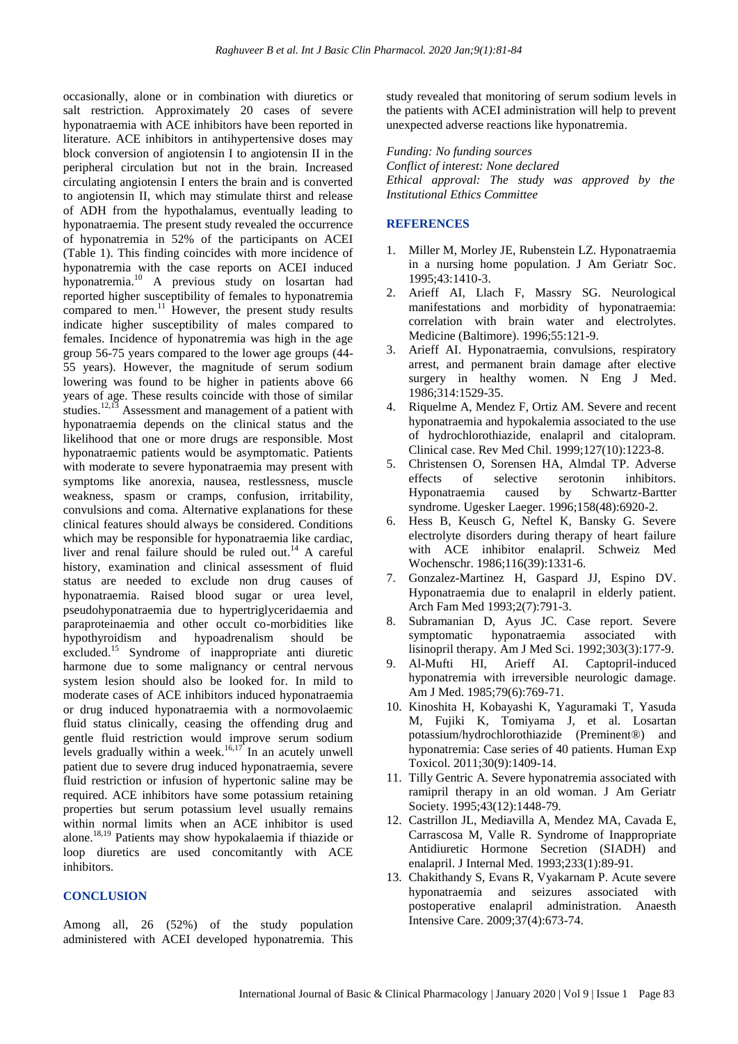occasionally, alone or in combination with diuretics or salt restriction. Approximately 20 cases of severe hyponatraemia with ACE inhibitors have been reported in literature. ACE inhibitors in antihypertensive doses may block conversion of angiotensin I to angiotensin II in the peripheral circulation but not in the brain. Increased circulating angiotensin I enters the brain and is converted to angiotensin II, which may stimulate thirst and release of ADH from the hypothalamus, eventually leading to hyponatraemia. The present study revealed the occurrence of hyponatremia in 52% of the participants on ACEI (Table 1). This finding coincides with more incidence of hyponatremia with the case reports on ACEI induced hyponatremia.[10] A previous study on losartan had reported higher susceptibility of females to hyponatremia compared to men.[11] However, the present study results indicate higher susceptibility of males compared to females. Incidence of hyponatremia was high in the age group 56-75 years compared to the lower age groups (44-55 years). However, the magnitude of serum sodium lowering was found to be higher in patients above 66 years of age. These results coincide with those of similar studies.[12,13] Assessment and management of a patient with hyponatraemia depends on the clinical status and the likelihood that one or more drugs are responsible. Most hyponatraemic patients would be asymptomatic. Patients with moderate to severe hyponatraemia may present with symptoms like anorexia, nausea, restlessness, muscle weakness, spasm or cramps, confusion, irritability, convulsions and coma. Alternative explanations for these clinical features should always be considered. Conditions which may be responsible for hyponatraemia like cardiac, liver and renal failure should be ruled out.[14] A careful history, examination and clinical assessment of fluid status are needed to exclude non drug causes of hyponatraemia. Raised blood sugar or urea level, pseudohyponatraemia due to hypertriglyceridaemia and paraproteinaemia and other occult co-morbidities like hypothyroidism and hypoadrenalism should be excluded.[15] Syndrome of inappropriate anti diuretic harmone due to some malignancy or central nervous system lesion should also be looked for. In mild to moderate cases of ACE inhibitors induced hyponatraemia or drug induced hyponatraemia with a normovolaemic fluid status clinically, ceasing the offending drug and gentle fluid restriction would improve serum sodium levels gradually within a week.[16,17] In an acutely unwell patient due to severe drug induced hyponatraemia, severe fluid restriction or infusion of hypertonic saline may be required. ACE inhibitors have some potassium retaining properties but serum potassium level usually remains within normal limits when an ACE inhibitor is used alone.[18,19] Patients may show hypokalaemia if thiazide or loop diuretics are used concomitantly with ACE inhibitors.

## CONCLUSION

Among all, 26 (52%) of the study population administered with ACEI developed hyponatremia. This study revealed that monitoring of serum sodium levels in the patients with ACEI administration will help to prevent unexpected adverse reactions like hyponatremia.

*Funding: No funding sources*
*Conflict of interest: None declared*
*Ethical approval: The study was approved by the Institutional Ethics Committee*

## REFERENCES

1. Miller M, Morley JE, Rubenstein LZ. Hyponatraemia in a nursing home population. J Am Geriatr Soc. 1995;43:1410-3.
2. Arieff AI, Llach F, Massry SG. Neurological manifestations and morbidity of hyponatraemia: correlation with brain water and electrolytes. Medicine (Baltimore). 1996;55:121-9.
3. Arieff AI. Hyponatraemia, convulsions, respiratory arrest, and permanent brain damage after elective surgery in healthy women. N Eng J Med. 1986;314:1529-35.
4. Riquelme A, Mendez F, Ortiz AM. Severe and recent hyponatraemia and hypokalemia associated to the use of hydrochlorothiazide, enalapril and citalopram. Clinical case. Rev Med Chil. 1999;127(10):1223-8.
5. Christensen O, Sorensen HA, Almdal TP. Adverse effects of selective serotonin inhibitors. Hyponatraemia caused by Schwartz-Bartter syndrome. Ugesker Laeger. 1996;158(48):6920-2.
6. Hess B, Keusch G, Neftel K, Bansky G. Severe electrolyte disorders during therapy of heart failure with ACE inhibitor enalapril. Schweiz Med Wochenschr. 1986;116(39):1331-6.
7. Gonzalez-Martinez H, Gaspard JJ, Espino DV. Hyponatraemia due to enalapril in elderly patient. Arch Fam Med 1993;2(7):791-3.
8. Subramanian D, Ayus JC. Case report. Severe symptomatic hyponatraemia associated with lisinopril therapy. Am J Med Sci. 1992;303(3):177-9.
9. Al-Mufti HI, Arieff AI. Captopril-induced hyponatremia with irreversible neurologic damage. Am J Med. 1985;79(6):769-71.
10. Kinoshita H, Kobayashi K, Yaguramaki T, Yasuda M, Fujiki K, Tomiyama J, et al. Losartan potassium/hydrochlorothiazide (Preminent®) and hyponatremia: Case series of 40 patients. Human Exp Toxicol. 2011;30(9):1409-14.
11. Tilly Gentric A. Severe hyponatremia associated with ramipril therapy in an old woman. J Am Geriatr Society. 1995;43(12):1448-79.
12. Castrillon JL, Mediavilla A, Mendez MA, Cavada E, Carrascosa M, Valle R. Syndrome of Inappropriate Antidiuretic Hormone Secretion (SIADH) and enalapril. J Internal Med. 1993;233(1):89-91.
13. Chakithandy S, Evans R, Vyakarnam P. Acute severe hyponatraemia and seizures associated with postoperative enalapril administration. Anaesth Intensive Care. 2009;37(4):673-74.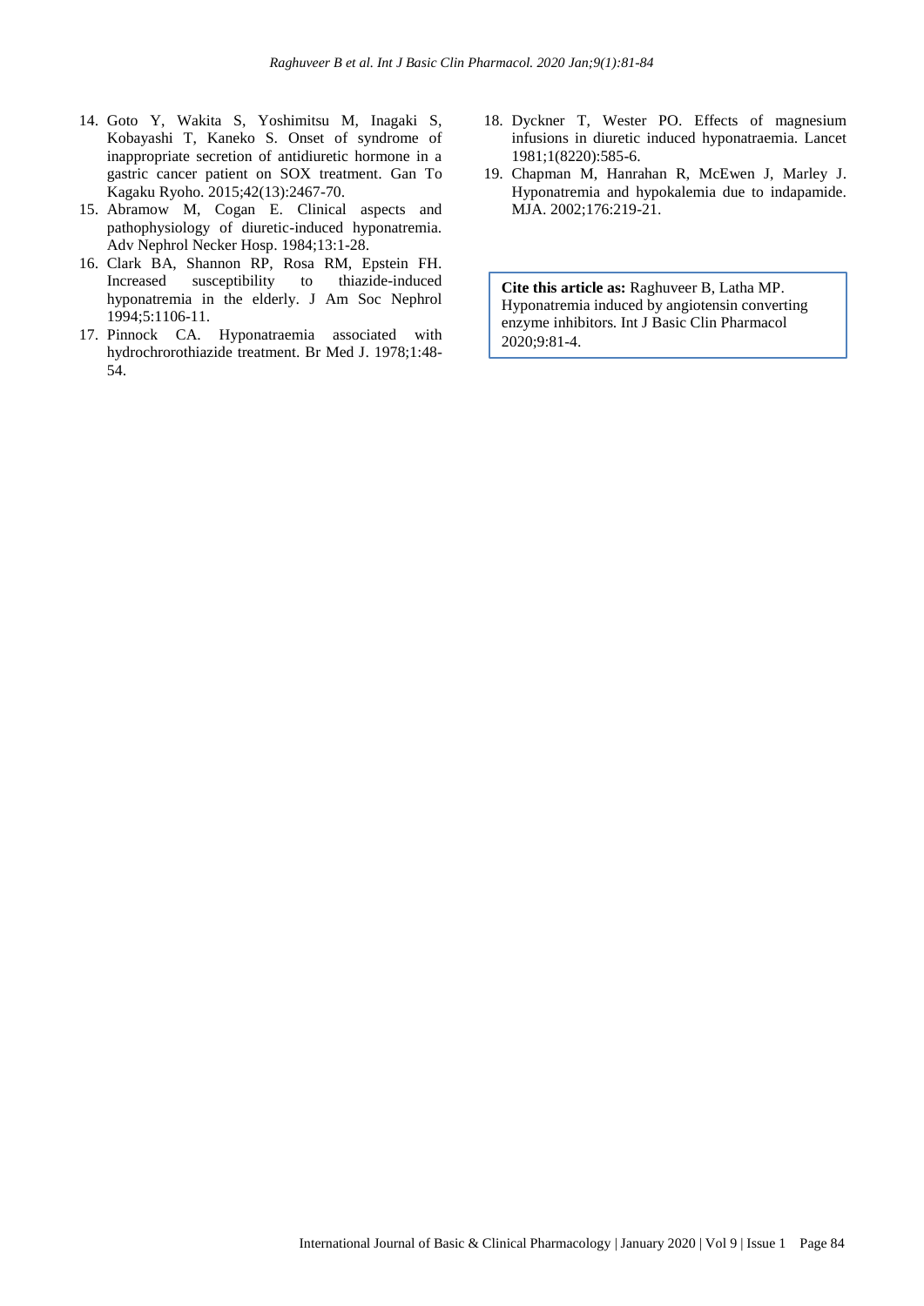14. Goto Y, Wakita S, Yoshimitsu M, Inagaki S, Kobayashi T, Kaneko S. Onset of syndrome of inappropriate secretion of antidiuretic hormone in a gastric cancer patient on SOX treatment. Gan To Kagaku Ryoho. 2015;42(13):2467-70.
15. Abramow M, Cogan E. Clinical aspects and pathophysiology of diuretic-induced hyponatremia. Adv Nephrol Necker Hosp. 1984;13:1-28.
16. Clark BA, Shannon RP, Rosa RM, Epstein FH. Increased susceptibility to thiazide-induced hyponatremia in the elderly. J Am Soc Nephrol 1994;5:1106-11.
17. Pinnock CA. Hyponatraemia associated with hydrochrorothiazide treatment. Br Med J. 1978;1:48-54.
18. Dyckner T, Wester PO. Effects of magnesium infusions in diuretic induced hyponatraemia. Lancet 1981;1(8220):585-6.
19. Chapman M, Hanrahan R, McEwen J, Marley J. Hyponatremia and hypokalemia due to indapamide. MJA. 2002;176:219-21.

**Cite this article as:** Raghuveer B, Latha MP. Hyponatremia induced by angiotensin converting enzyme inhibitors. Int J Basic Clin Pharmacol 2020;9:81-4.